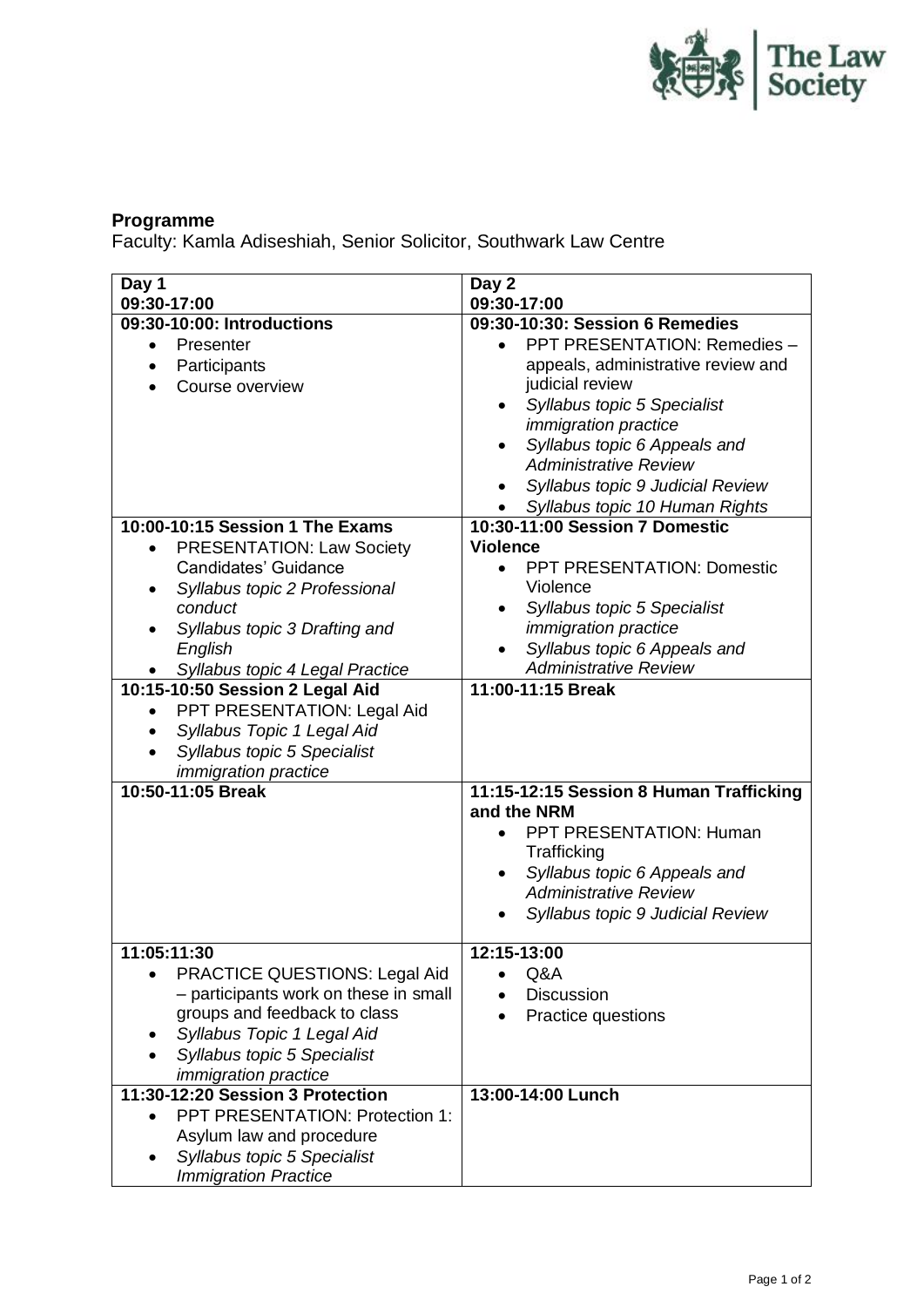**Programme**

Faculty: Kamla Adiseshiah, Senior Solicitor, Southwark Law Centre

| Day 1<br>09:30-17:00 | Day 2<br>09:30-17:00 |
|---|---|
| **09:30-10:00: Introductions**<br>• Presenter<br>• Participants<br>• Course overview | **09:30-10:30: Session 6 Remedies**<br>• PPT PRESENTATION: Remedies – appeals, administrative review and judicial review<br>• *Syllabus topic 5 Specialist immigration practice*<br>• *Syllabus topic 6 Appeals and Administrative Review*<br>• *Syllabus topic 9 Judicial Review*<br>• *Syllabus topic 10 Human Rights* |
| **10:00-10:15 Session 1 The Exams**<br>• PRESENTATION: Law Society Candidates' Guidance<br>• *Syllabus topic 2 Professional conduct*<br>• *Syllabus topic 3 Drafting and English*<br>• *Syllabus topic 4 Legal Practice* | **10:30-11:00 Session 7 Domestic Violence**<br>• PPT PRESENTATION: Domestic Violence<br>• *Syllabus topic 5 Specialist immigration practice*<br>• *Syllabus topic 6 Appeals and Administrative Review* |
| **10:15-10:50 Session 2 Legal Aid**<br>• PPT PRESENTATION: Legal Aid<br>• *Syllabus Topic 1 Legal Aid*<br>• *Syllabus topic 5 Specialist immigration practice* | **11:00-11:15 Break** |
| **10:50-11:05 Break** | **11:15-12:15 Session 8 Human Trafficking and the NRM**<br>• PPT PRESENTATION: Human Trafficking<br>• *Syllabus topic 6 Appeals and Administrative Review*<br>• *Syllabus topic 9 Judicial Review* |
| **11:05:11:30**<br>• PRACTICE QUESTIONS: Legal Aid – participants work on these in small groups and feedback to class<br>• *Syllabus Topic 1 Legal Aid*<br>• *Syllabus topic 5 Specialist immigration practice* | **12:15-13:00**<br>• Q&A<br>• Discussion<br>• Practice questions |
| **11:30-12:20 Session 3 Protection**<br>• PPT PRESENTATION: Protection 1: Asylum law and procedure<br>• *Syllabus topic 5 Specialist Immigration Practice* | **13:00-14:00 Lunch** |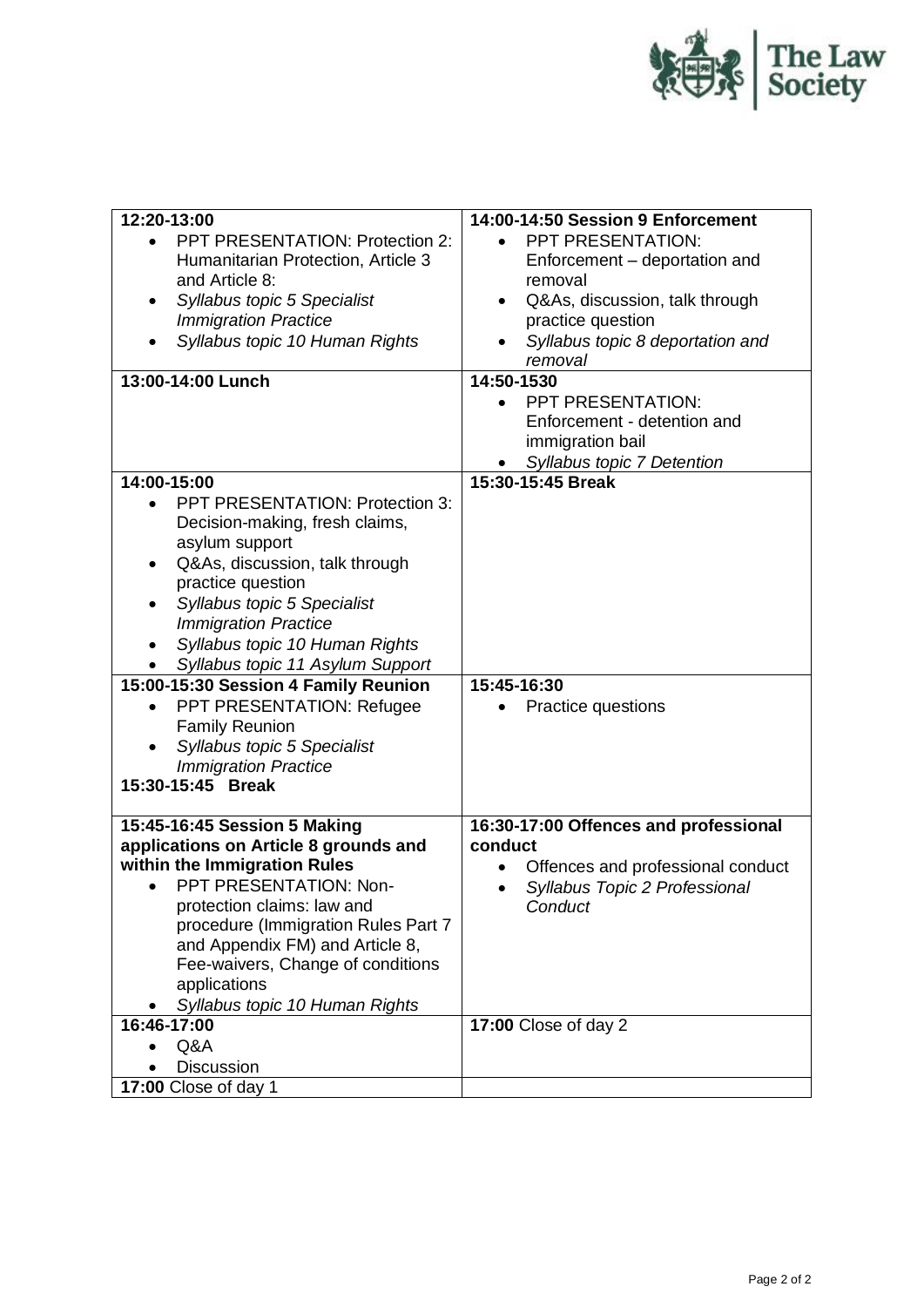| | |
|---|---|
| **12:20-13:00**<br>• PPT PRESENTATION: Protection 2: Humanitarian Protection, Article 3 and Article 8:<br>• *Syllabus topic 5 Specialist Immigration Practice*<br>• *Syllabus topic 10 Human Rights* | **14:00-14:50 Session 9 Enforcement**<br>• PPT PRESENTATION: Enforcement – deportation and removal<br>• Q&As, discussion, talk through practice question<br>• *Syllabus topic 8 deportation and removal* |
| **13:00-14:00 Lunch** | **14:50-1530**<br>• PPT PRESENTATION: Enforcement - detention and immigration bail<br>• *Syllabus topic 7 Detention* |
| **14:00-15:00**<br>• PPT PRESENTATION: Protection 3: Decision-making, fresh claims, asylum support<br>• Q&As, discussion, talk through practice question<br>• *Syllabus topic 5 Specialist Immigration Practice*<br>• *Syllabus topic 10 Human Rights*<br>• *Syllabus topic 11 Asylum Support* | **15:30-15:45 Break** |
| **15:00-15:30 Session 4 Family Reunion**<br>• PPT PRESENTATION: Refugee Family Reunion<br>• *Syllabus topic 5 Specialist Immigration Practice*<br>**15:30-15:45 Break** | **15:45-16:30**<br>• Practice questions |
| **15:45-16:45 Session 5 Making applications on Article 8 grounds and within the Immigration Rules**<br>• PPT PRESENTATION: Non-protection claims: law and procedure (Immigration Rules Part 7 and Appendix FM) and Article 8, Fee-waivers, Change of conditions applications<br>• *Syllabus topic 10 Human Rights* | **16:30-17:00 Offences and professional conduct**<br>• Offences and professional conduct<br>• *Syllabus Topic 2 Professional Conduct* |
| **16:46-17:00**<br>• Q&A<br>• Discussion | **17:00** Close of day 2 |
| **17:00** Close of day 1 | |